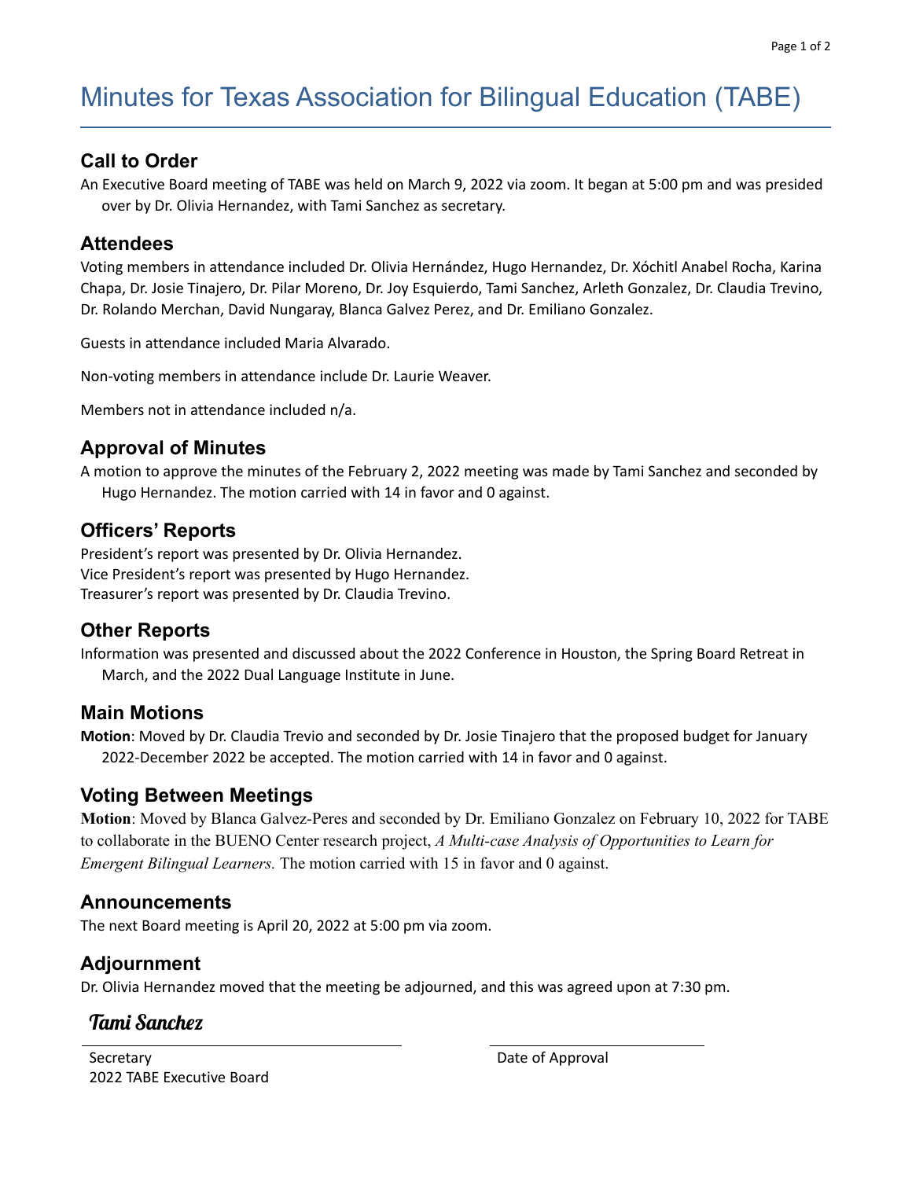# Minutes for Texas Association for Bilingual Education (TABE)

## Call to Order

An Executive Board meeting of TABE was held on March 9, 2022 via zoom. It began at 5:00 pm and was presided over by Dr. Olivia Hernandez, with Tami Sanchez as secretary.

## Attendees

Voting members in attendance included Dr. Olivia Hernández, Hugo Hernandez, Dr. Xóchitl Anabel Rocha, Karina Chapa, Dr. Josie Tinajero, Dr. Pilar Moreno, Dr. Joy Esquierdo, Tami Sanchez, Arleth Gonzalez, Dr. Claudia Trevino, Dr. Rolando Merchan, David Nungaray, Blanca Galvez Perez, and Dr. Emiliano Gonzalez.

Guests in attendance included Maria Alvarado.

Non-voting members in attendance include Dr. Laurie Weaver.

Members not in attendance included n/a.

## Approval of Minutes

A motion to approve the minutes of the February 2, 2022 meeting was made by Tami Sanchez and seconded by Hugo Hernandez. The motion carried with 14 in favor and 0 against.

## Officers' Reports

President's report was presented by Dr. Olivia Hernandez.
Vice President's report was presented by Hugo Hernandez.
Treasurer's report was presented by Dr. Claudia Trevino.

## Other Reports

Information was presented and discussed about the 2022 Conference in Houston, the Spring Board Retreat in March, and the 2022 Dual Language Institute in June.

## Main Motions

**Motion**: Moved by Dr. Claudia Trevio and seconded by Dr. Josie Tinajero that the proposed budget for January 2022-December 2022 be accepted. The motion carried with 14 in favor and 0 against.

## Voting Between Meetings

**Motion**: Moved by Blanca Galvez-Peres and seconded by Dr. Emiliano Gonzalez on February 10, 2022 for TABE to collaborate in the BUENO Center research project, *A Multi-case Analysis of Opportunities to Learn for Emergent Bilingual Learners.* The motion carried with 15 in favor and 0 against.

## Announcements

The next Board meeting is April 20, 2022 at 5:00 pm via zoom.

## Adjournment

Dr. Olivia Hernandez moved that the meeting be adjourned, and this was agreed upon at 7:30 pm.

*Tami Sanchez*

Secretary
2022 TABE Executive Board

Date of Approval